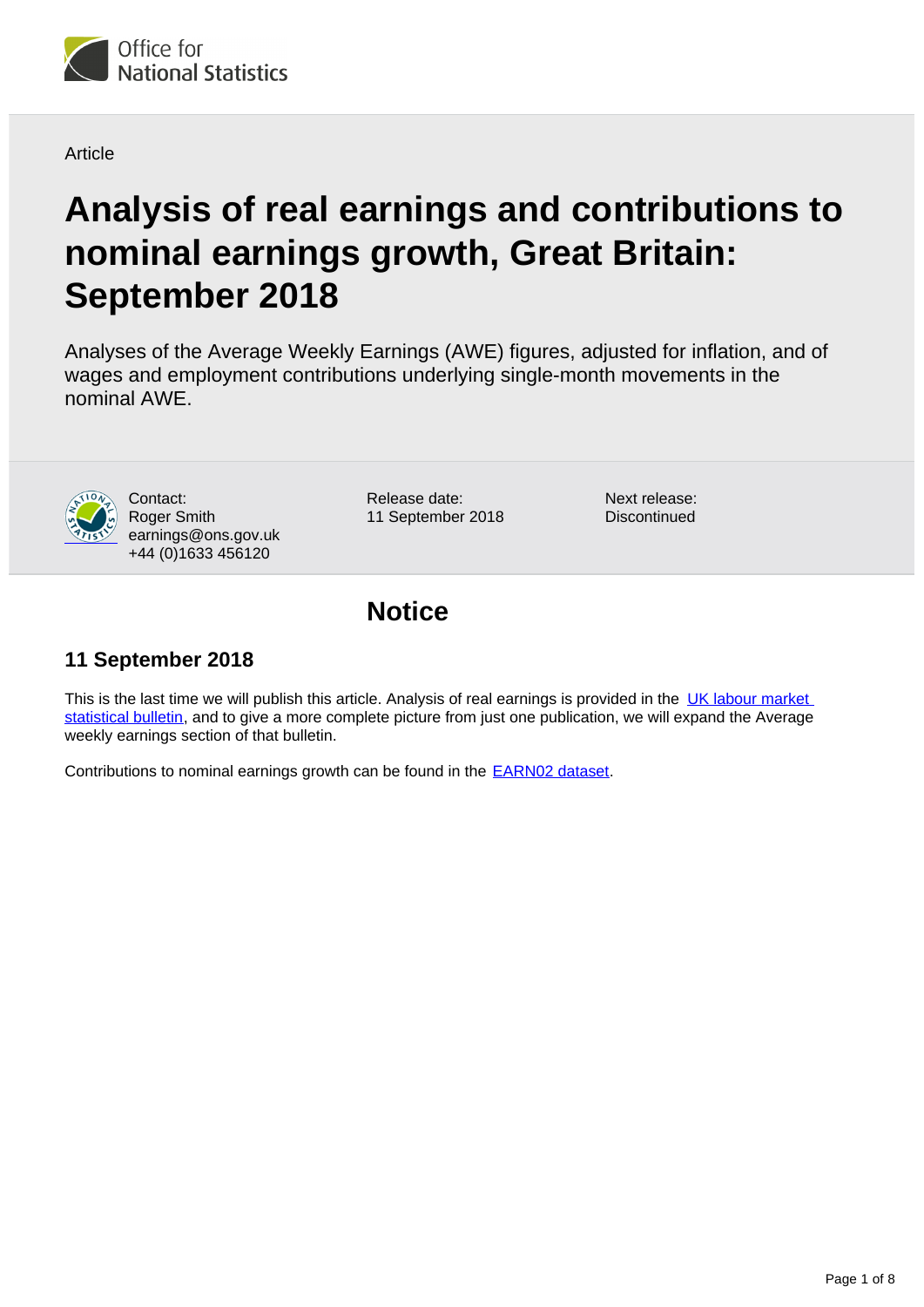Article

# Analysis of real earnings and contributions to nominal earnings growth, Great Britain: September 2018

Analyses of the Average Weekly Earnings (AWE) figures, adjusted for inflation, and of wages and employment contributions underlying single-month movements in the nominal AWE.

Contact:
Roger Smith
earnings@ons.gov.uk
+44 (0)1633 456120

Release date:
11 September 2018

Next release:
Discontinued

## Notice

### 11 September 2018

This is the last time we will publish this article. Analysis of real earnings is provided in the UK labour market statistical bulletin, and to give a more complete picture from just one publication, we will expand the Average weekly earnings section of that bulletin.

Contributions to nominal earnings growth can be found in the EARN02 dataset.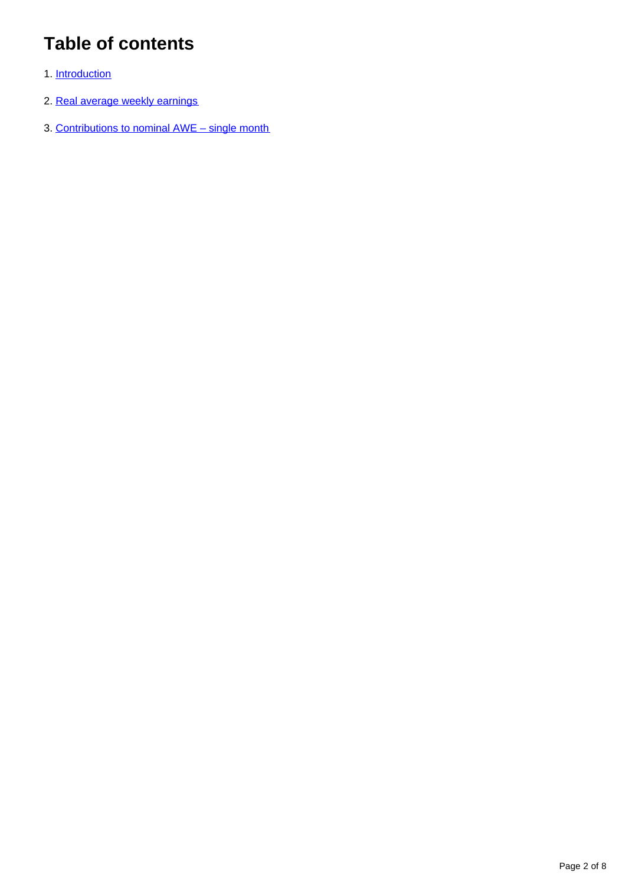# Table of contents

1. Introduction
2. Real average weekly earnings
3. Contributions to nominal AWE – single month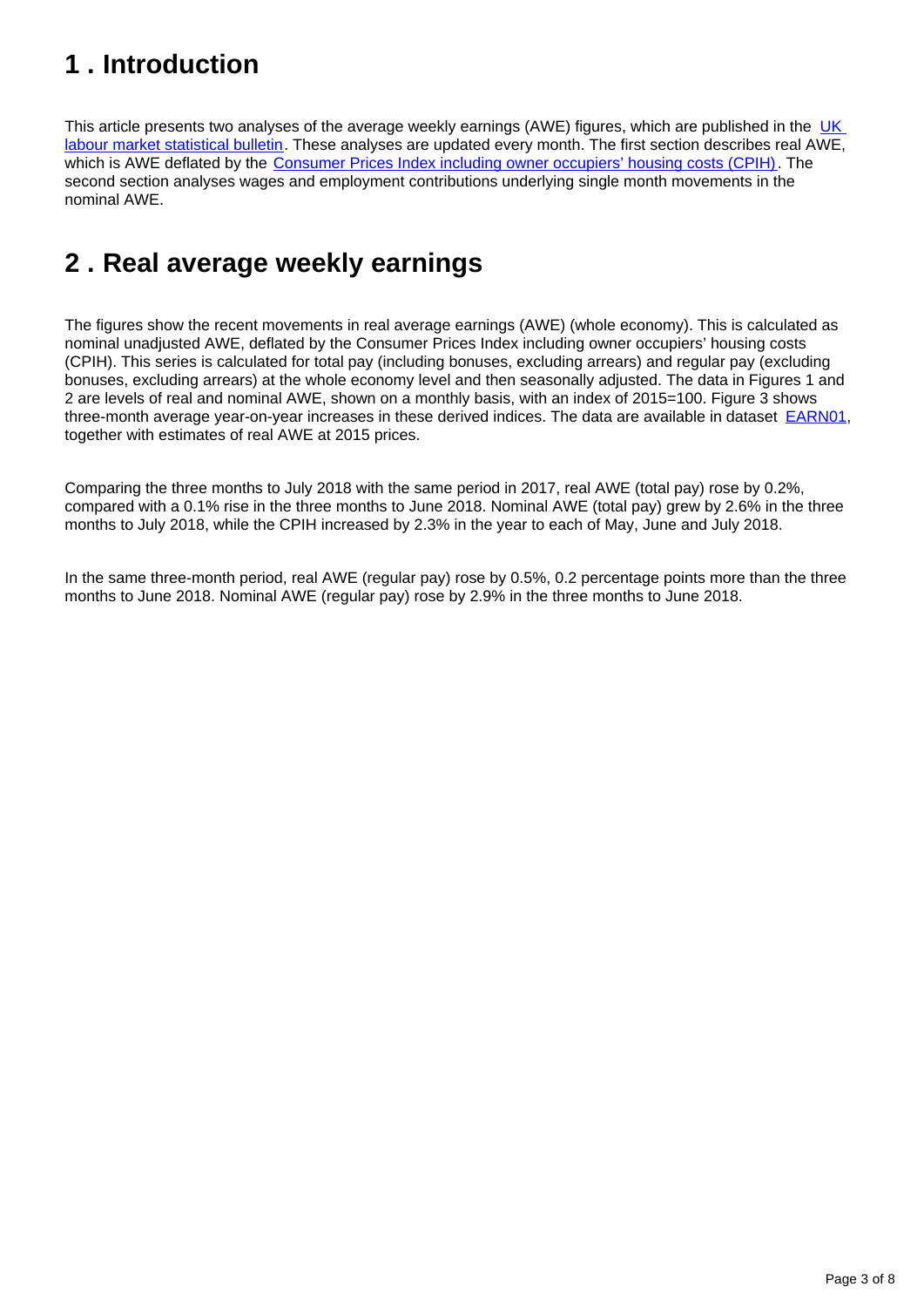## 1 . Introduction

This article presents two analyses of the average weekly earnings (AWE) figures, which are published in the UK labour market statistical bulletin. These analyses are updated every month. The first section describes real AWE, which is AWE deflated by the Consumer Prices Index including owner occupiers' housing costs (CPIH). The second section analyses wages and employment contributions underlying single month movements in the nominal AWE.

## 2 . Real average weekly earnings

The figures show the recent movements in real average earnings (AWE) (whole economy). This is calculated as nominal unadjusted AWE, deflated by the Consumer Prices Index including owner occupiers' housing costs (CPIH). This series is calculated for total pay (including bonuses, excluding arrears) and regular pay (excluding bonuses, excluding arrears) at the whole economy level and then seasonally adjusted. The data in Figures 1 and 2 are levels of real and nominal AWE, shown on a monthly basis, with an index of 2015=100. Figure 3 shows three-month average year-on-year increases in these derived indices. The data are available in dataset EARN01, together with estimates of real AWE at 2015 prices.

Comparing the three months to July 2018 with the same period in 2017, real AWE (total pay) rose by 0.2%, compared with a 0.1% rise in the three months to June 2018. Nominal AWE (total pay) grew by 2.6% in the three months to July 2018, while the CPIH increased by 2.3% in the year to each of May, June and July 2018.

In the same three-month period, real AWE (regular pay) rose by 0.5%, 0.2 percentage points more than the three months to June 2018. Nominal AWE (regular pay) rose by 2.9% in the three months to June 2018.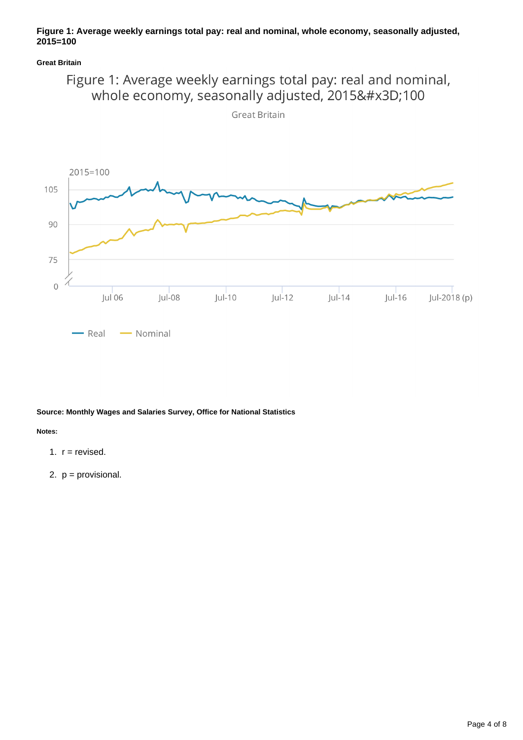**Figure 1: Average weekly earnings total pay: real and nominal, whole economy, seasonally adjusted, 2015=100**

**Great Britain**

**Source: Monthly Wages and Salaries Survey, Office for National Statistics**

**Notes:**

1. r = revised.
2. p = provisional.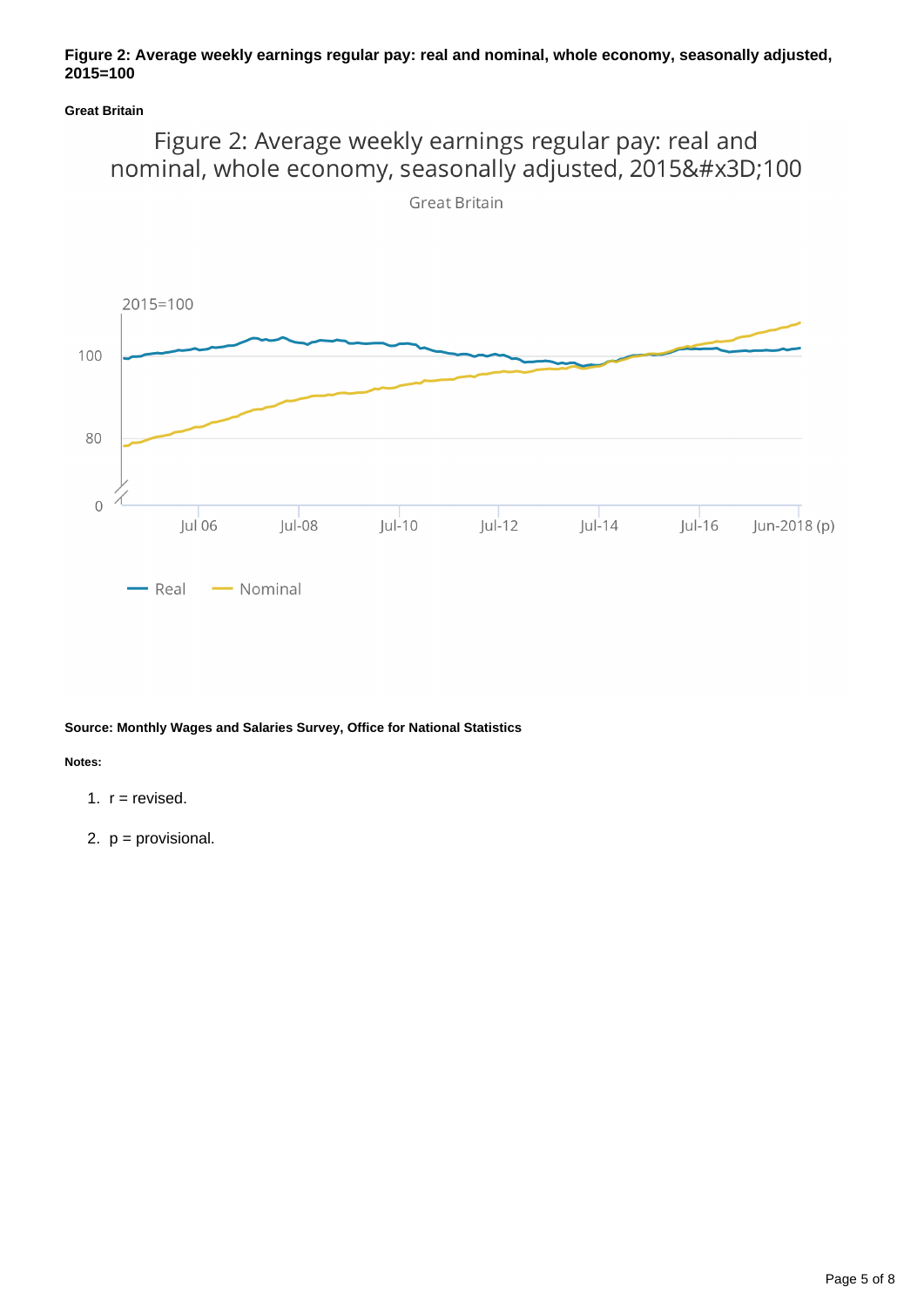**Figure 2: Average weekly earnings regular pay: real and nominal, whole economy, seasonally adjusted, 2015=100**

**Great Britain**

Figure 2: Average weekly earnings regular pay: real and nominal, whole economy, seasonally adjusted, 2015&#x3D;100

Great Britain

2015=100

100

80

0

Jul 06 | Jul-08 | Jul-10 | Jul-12 | Jul-14 | Jul-16 | Jun-2018 (p)

Real | Nominal

**Source: Monthly Wages and Salaries Survey, Office for National Statistics**

**Notes:**

1. r = revised.
2. p = provisional.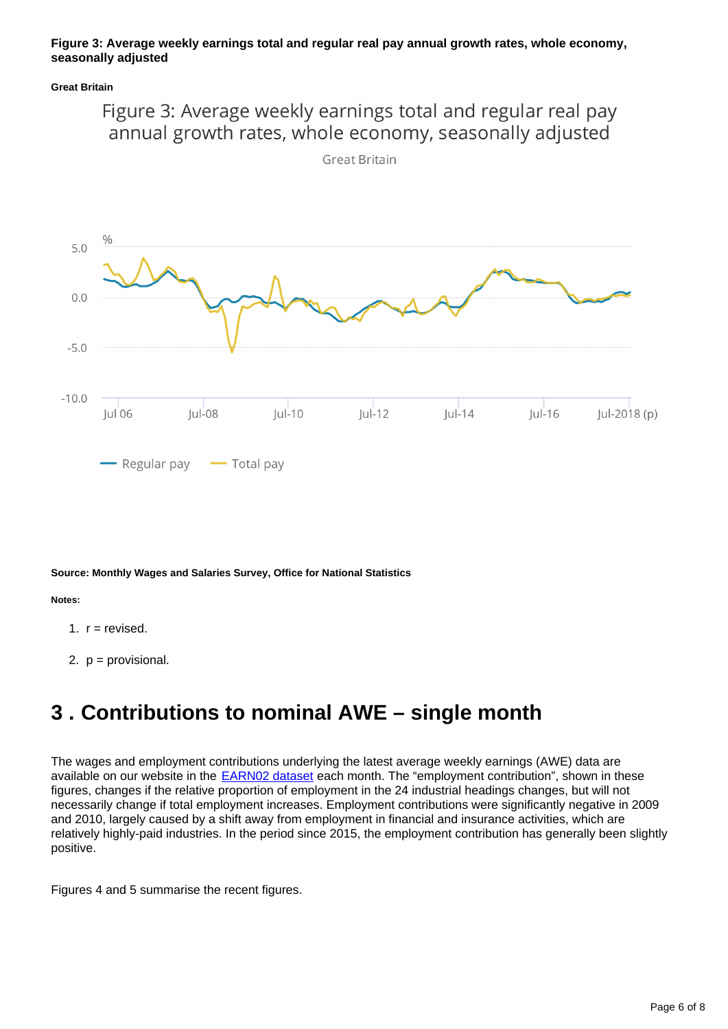**Figure 3: Average weekly earnings total and regular real pay annual growth rates, whole economy, seasonally adjusted**

**Great Britain**

**Source: Monthly Wages and Salaries Survey, Office for National Statistics**

**Notes:**

1. r = revised.
2. p = provisional.

# 3 . Contributions to nominal AWE – single month

The wages and employment contributions underlying the latest average weekly earnings (AWE) data are available on our website in the EARN02 dataset each month. The "employment contribution", shown in these figures, changes if the relative proportion of employment in the 24 industrial headings changes, but will not necessarily change if total employment increases. Employment contributions were significantly negative in 2009 and 2010, largely caused by a shift away from employment in financial and insurance activities, which are relatively highly-paid industries. In the period since 2015, the employment contribution has generally been slightly positive.

Figures 4 and 5 summarise the recent figures.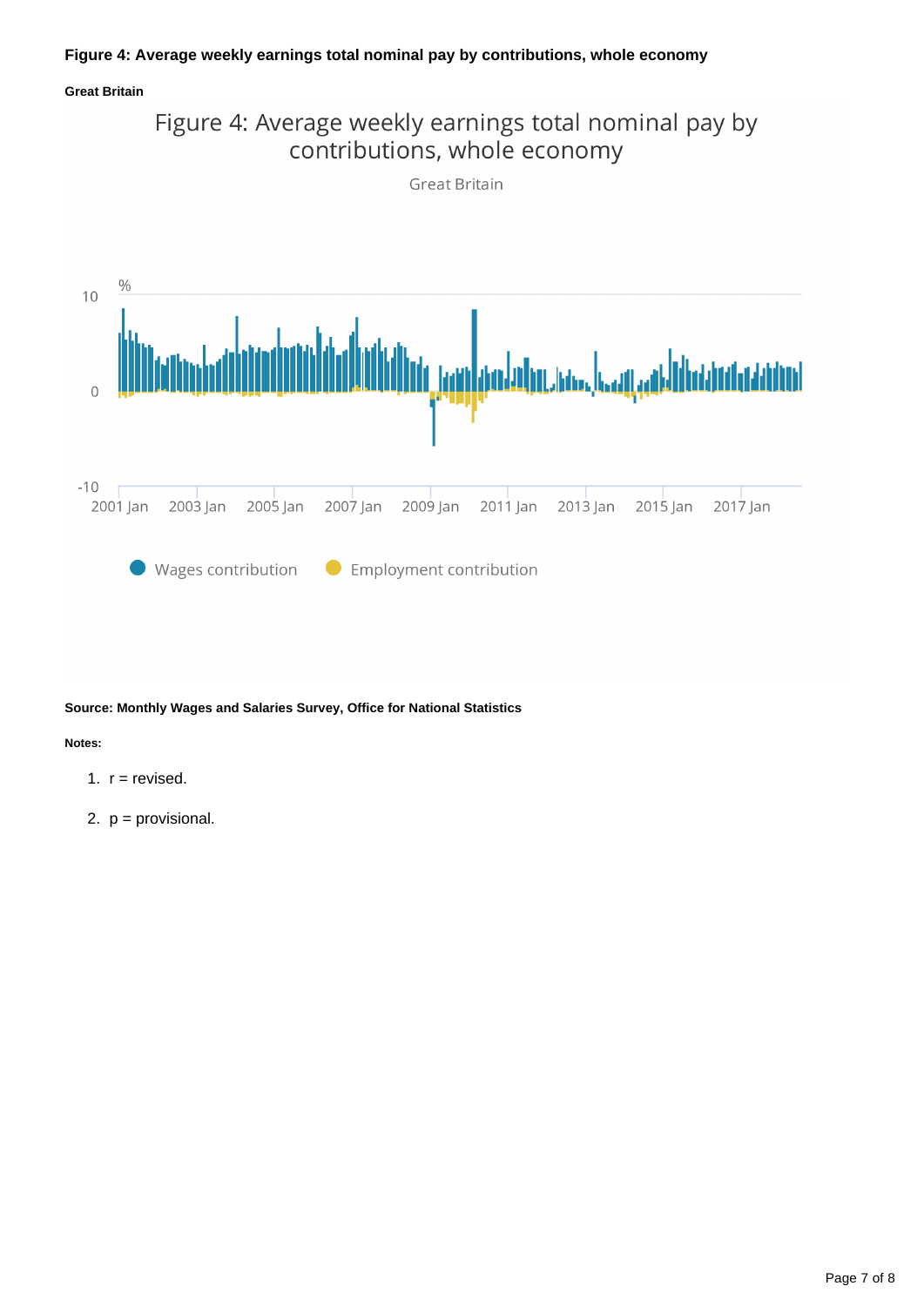**Figure 4: Average weekly earnings total nominal pay by contributions, whole economy**

**Great Britain**

**Source: Monthly Wages and Salaries Survey, Office for National Statistics**

**Notes:**

1. r = revised.
2. p = provisional.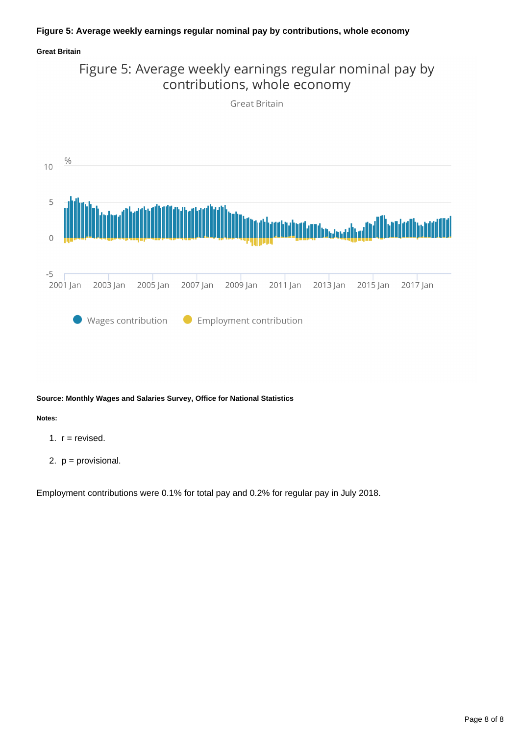### Figure 5: Average weekly earnings regular nominal pay by contributions, whole economy

**Great Britain**

Figure 5: Average weekly earnings regular nominal pay by contributions, whole economy

Great Britain

%

10

5

0

-5

2001 Jan
2003 Jan
2005 Jan
2007 Jan
2009 Jan
2011 Jan
2013 Jan
2015 Jan
2017 Jan

Wages contribution
Employment contribution

**Source: Monthly Wages and Salaries Survey, Office for National Statistics**

**Notes:**

1. r = revised.
2. p = provisional.

Employment contributions were 0.1% for total pay and 0.2% for regular pay in July 2018.